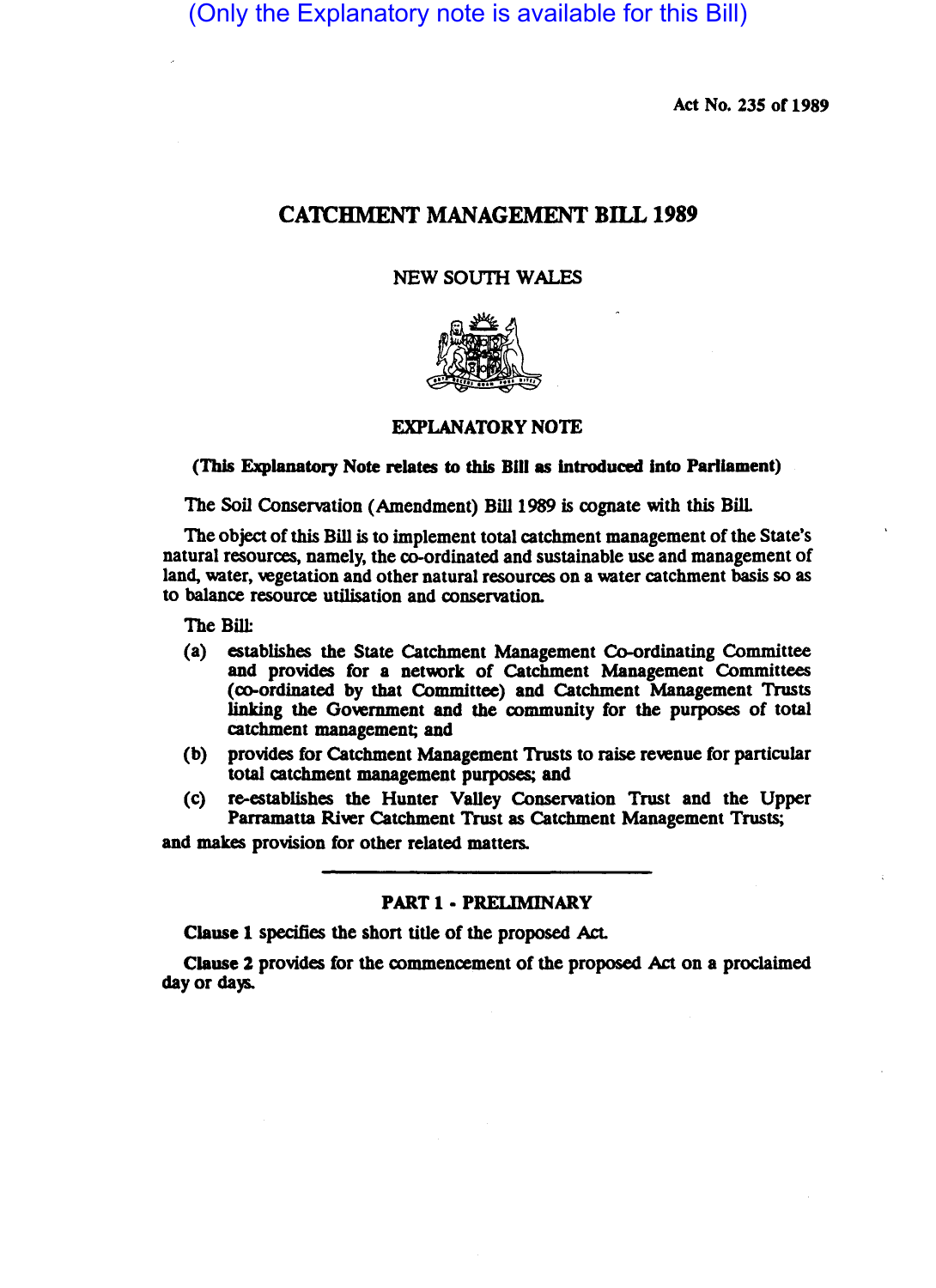(Only the Explanatory note is available for this Bill)

Act No. 235 of 1989

# CATCHMENT MANAGEMENT BILL 1989

NEW SOUTH WALES

## EXPLANATORY NOTE

**(This Explanatory Note relates to this Bill as introduced into Parliament)**

The Soil Conservation (Amendment) Bill 1989 is cognate with this Bill.

The object of this Bill is to implement total catchment management of the State's natural resources, namely, the co-ordinated and sustainable use and management of land, water, vegetation and other natural resources on a water catchment basis so as to balance resource utilisation and conservation.

The Bill:

(a) establishes the State Catchment Management Co-ordinating Committee and provides for a network of Catchment Management Committees (co-ordinated by that Committee) and Catchment Management Trusts linking the Government and the community for the purposes of total catchment management; and

(b) provides for Catchment Management Trusts to raise revenue for particular total catchment management purposes; and

(c) re-establishes the Hunter Valley Conservation Trust and the Upper Parramatta River Catchment Trust as Catchment Management Trusts;

and makes provision for other related matters.

## PART 1 - PRELIMINARY

**Clause 1** specifies the short title of the proposed Act.

**Clause 2** provides for the commencement of the proposed Act on a proclaimed day or days.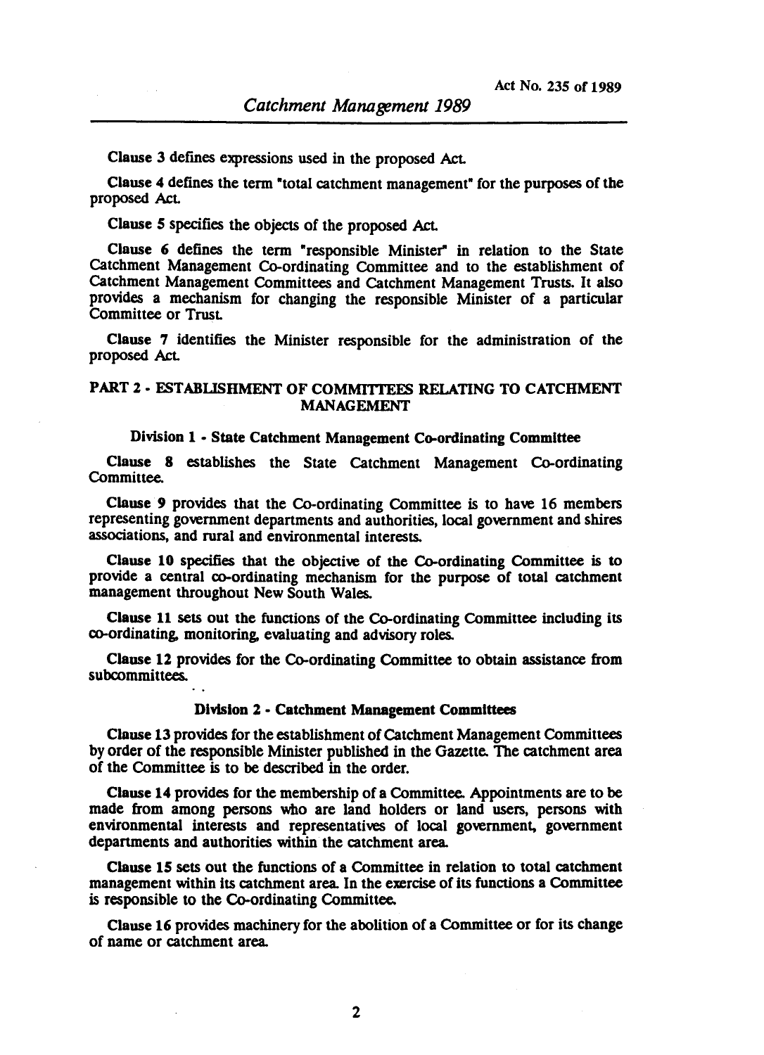**Clause 3** defines expressions used in the proposed Act.

**Clause 4** defines the term "total catchment management" for the purposes of the proposed Act.

**Clause 5** specifies the objects of the proposed Act.

**Clause 6** defines the term "responsible Minister" in relation to the State Catchment Management Co-ordinating Committee and to the establishment of Catchment Management Committees and Catchment Management Trusts. It also provides a mechanism for changing the responsible Minister of a particular Committee or Trust.

**Clause 7** identifies the Minister responsible for the administration of the proposed Act.

## PART 2 - ESTABLISHMENT OF COMMITTEES RELATING TO CATCHMENT MANAGEMENT

### Division 1 - State Catchment Management Co-ordinating Committee

**Clause 8** establishes the State Catchment Management Co-ordinating Committee.

**Clause 9** provides that the Co-ordinating Committee is to have 16 members representing government departments and authorities, local government and shires associations, and rural and environmental interests.

**Clause 10** specifies that the objective of the Co-ordinating Committee is to provide a central co-ordinating mechanism for the purpose of total catchment management throughout New South Wales.

**Clause 11** sets out the functions of the Co-ordinating Committee including its co-ordinating, monitoring, evaluating and advisory roles.

**Clause 12** provides for the Co-ordinating Committee to obtain assistance from subcommittees.

### Division 2 - Catchment Management Committees

**Clause 13** provides for the establishment of Catchment Management Committees by order of the responsible Minister published in the Gazette. The catchment area of the Committee is to be described in the order.

**Clause 14** provides for the membership of a Committee. Appointments are to be made from among persons who are land holders or land users, persons with environmental interests and representatives of local government, government departments and authorities within the catchment area.

**Clause 15** sets out the functions of a Committee in relation to total catchment management within its catchment area. In the exercise of its functions a Committee is responsible to the Co-ordinating Committee.

**Clause 16** provides machinery for the abolition of a Committee or for its change of name or catchment area.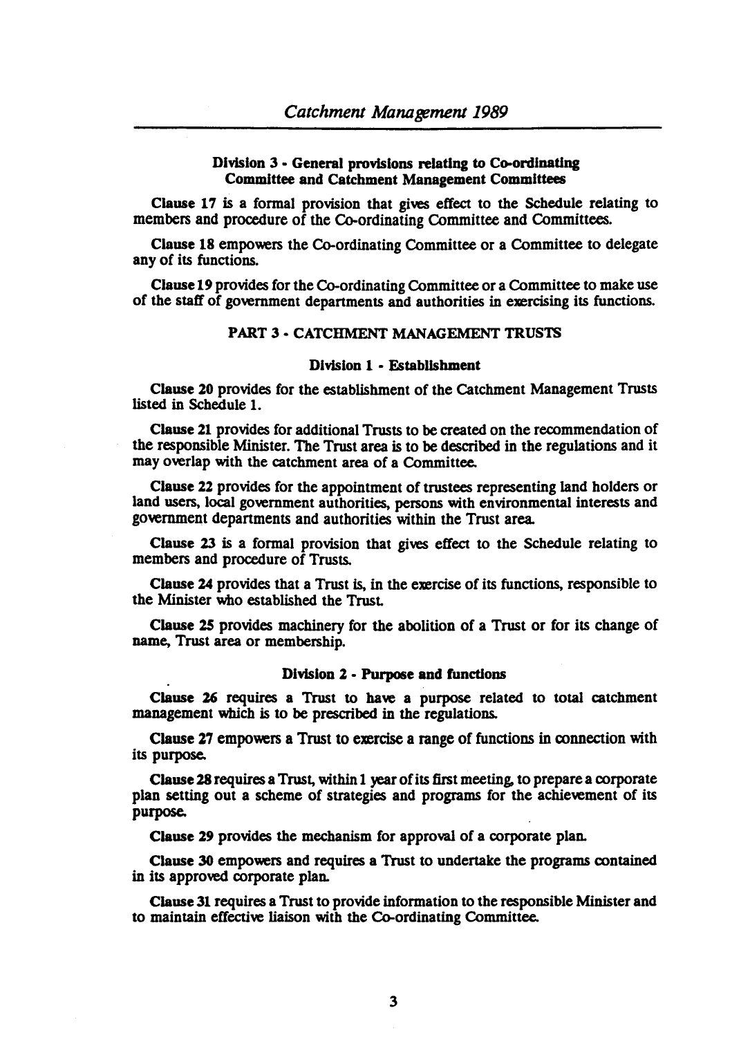### Division 3 - General provisions relating to Co-ordinating Committee and Catchment Management Committees

**Clause 17** is a formal provision that gives effect to the Schedule relating to members and procedure of the Co-ordinating Committee and Committees.

**Clause 18** empowers the Co-ordinating Committee or a Committee to delegate any of its functions.

**Clause 19** provides for the Co-ordinating Committee or a Committee to make use of the staff of government departments and authorities in exercising its functions.

## PART 3 - CATCHMENT MANAGEMENT TRUSTS

### Division 1 - Establishment

**Clause 20** provides for the establishment of the Catchment Management Trusts listed in Schedule 1.

**Clause 21** provides for additional Trusts to be created on the recommendation of the responsible Minister. The Trust area is to be described in the regulations and it may overlap with the catchment area of a Committee.

**Clause 22** provides for the appointment of trustees representing land holders or land users, local government authorities, persons with environmental interests and government departments and authorities within the Trust area.

**Clause 23** is a formal provision that gives effect to the Schedule relating to members and procedure of Trusts.

**Clause 24** provides that a Trust is, in the exercise of its functions, responsible to the Minister who established the Trust.

**Clause 25** provides machinery for the abolition of a Trust or for its change of name, Trust area or membership.

### Division 2 - Purpose and functions

**Clause 26** requires a Trust to have a purpose related to total catchment management which is to be prescribed in the regulations.

**Clause 27** empowers a Trust to exercise a range of functions in connection with its purpose.

**Clause 28** requires a Trust, within 1 year of its first meeting, to prepare a corporate plan setting out a scheme of strategies and programs for the achievement of its purpose.

**Clause 29** provides the mechanism for approval of a corporate plan.

**Clause 30** empowers and requires a Trust to undertake the programs contained in its approved corporate plan.

**Clause 31** requires a Trust to provide information to the responsible Minister and to maintain effective liaison with the Co-ordinating Committee.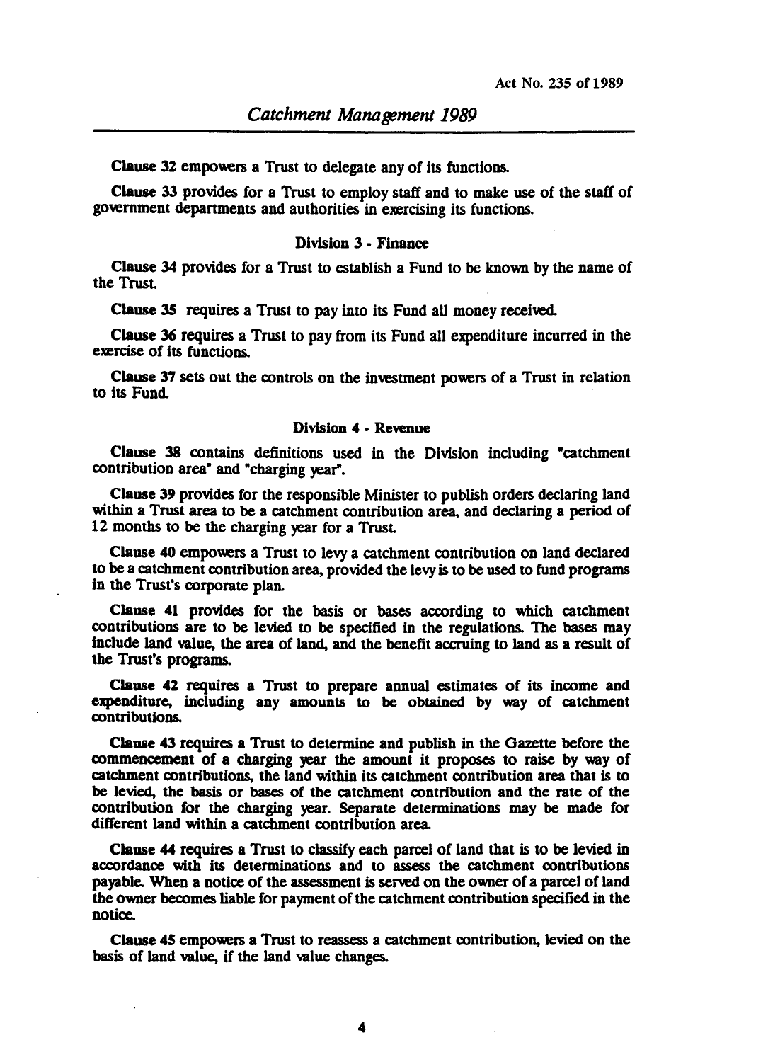**Clause 32** empowers a Trust to delegate any of its functions.

**Clause 33** provides for a Trust to employ staff and to make use of the staff of government departments and authorities in exercising its functions.

### Division 3 - Finance

**Clause 34** provides for a Trust to establish a Fund to be known by the name of the Trust.

**Clause 35** requires a Trust to pay into its Fund all money received.

**Clause 36** requires a Trust to pay from its Fund all expenditure incurred in the exercise of its functions.

**Clause 37** sets out the controls on the investment powers of a Trust in relation to its Fund.

### Division 4 - Revenue

**Clause 38** contains definitions used in the Division including "catchment contribution area" and "charging year".

**Clause 39** provides for the responsible Minister to publish orders declaring land within a Trust area to be a catchment contribution area, and declaring a period of 12 months to be the charging year for a Trust.

**Clause 40** empowers a Trust to levy a catchment contribution on land declared to be a catchment contribution area, provided the levy is to be used to fund programs in the Trust's corporate plan.

**Clause 41** provides for the basis or bases according to which catchment contributions are to be levied to be specified in the regulations. The bases may include land value, the area of land, and the benefit accruing to land as a result of the Trust's programs.

**Clause 42** requires a Trust to prepare annual estimates of its income and expenditure, including any amounts to be obtained by way of catchment contributions.

**Clause 43** requires a Trust to determine and publish in the Gazette before the commencement of a charging year the amount it proposes to raise by way of catchment contributions, the land within its catchment contribution area that is to be levied, the basis or bases of the catchment contribution and the rate of the contribution for the charging year. Separate determinations may be made for different land within a catchment contribution area.

**Clause 44** requires a Trust to classify each parcel of land that is to be levied in accordance with its determinations and to assess the catchment contributions payable. When a notice of the assessment is served on the owner of a parcel of land the owner becomes liable for payment of the catchment contribution specified in the notice.

**Clause 45** empowers a Trust to reassess a catchment contribution, levied on the basis of land value, if the land value changes.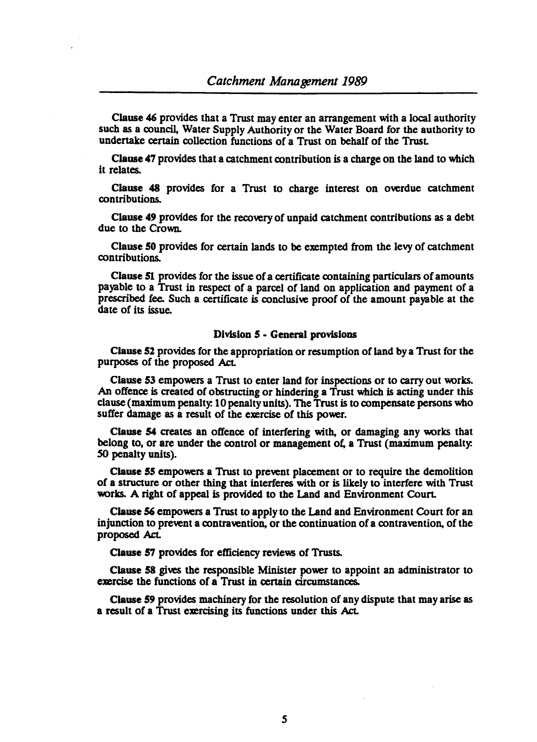**Clause 46** provides that a Trust may enter an arrangement with a local authority such as a council, Water Supply Authority or the Water Board for the authority to undertake certain collection functions of a Trust on behalf of the Trust.

**Clause 47** provides that a catchment contribution is a charge on the land to which it relates.

**Clause 48** provides for a Trust to charge interest on overdue catchment contributions.

**Clause 49** provides for the recovery of unpaid catchment contributions as a debt due to the Crown.

**Clause 50** provides for certain lands to be exempted from the levy of catchment contributions.

**Clause 51** provides for the issue of a certificate containing particulars of amounts payable to a Trust in respect of a parcel of land on application and payment of a prescribed fee. Such a certificate is conclusive proof of the amount payable at the date of its issue.

### Division 5 - General provisions

**Clause 52** provides for the appropriation or resumption of land by a Trust for the purposes of the proposed Act.

**Clause 53** empowers a Trust to enter land for inspections or to carry out works. An offence is created of obstructing or hindering a Trust which is acting under this clause (maximum penalty: 10 penalty units). The Trust is to compensate persons who suffer damage as a result of the exercise of this power.

**Clause 54** creates an offence of interfering with, or damaging any works that belong to, or are under the control or management of, a Trust (maximum penalty: 50 penalty units).

**Clause 55** empowers a Trust to prevent placement or to require the demolition of a structure or other thing that interferes with or is likely to interfere with Trust works. A right of appeal is provided to the Land and Environment Court.

**Clause 56** empowers a Trust to apply to the Land and Environment Court for an injunction to prevent a contravention, or the continuation of a contravention, of the proposed Act.

**Clause 57** provides for efficiency reviews of Trusts.

**Clause 58** gives the responsible Minister power to appoint an administrator to exercise the functions of a Trust in certain circumstances.

**Clause 59** provides machinery for the resolution of any dispute that may arise as a result of a Trust exercising its functions under this Act.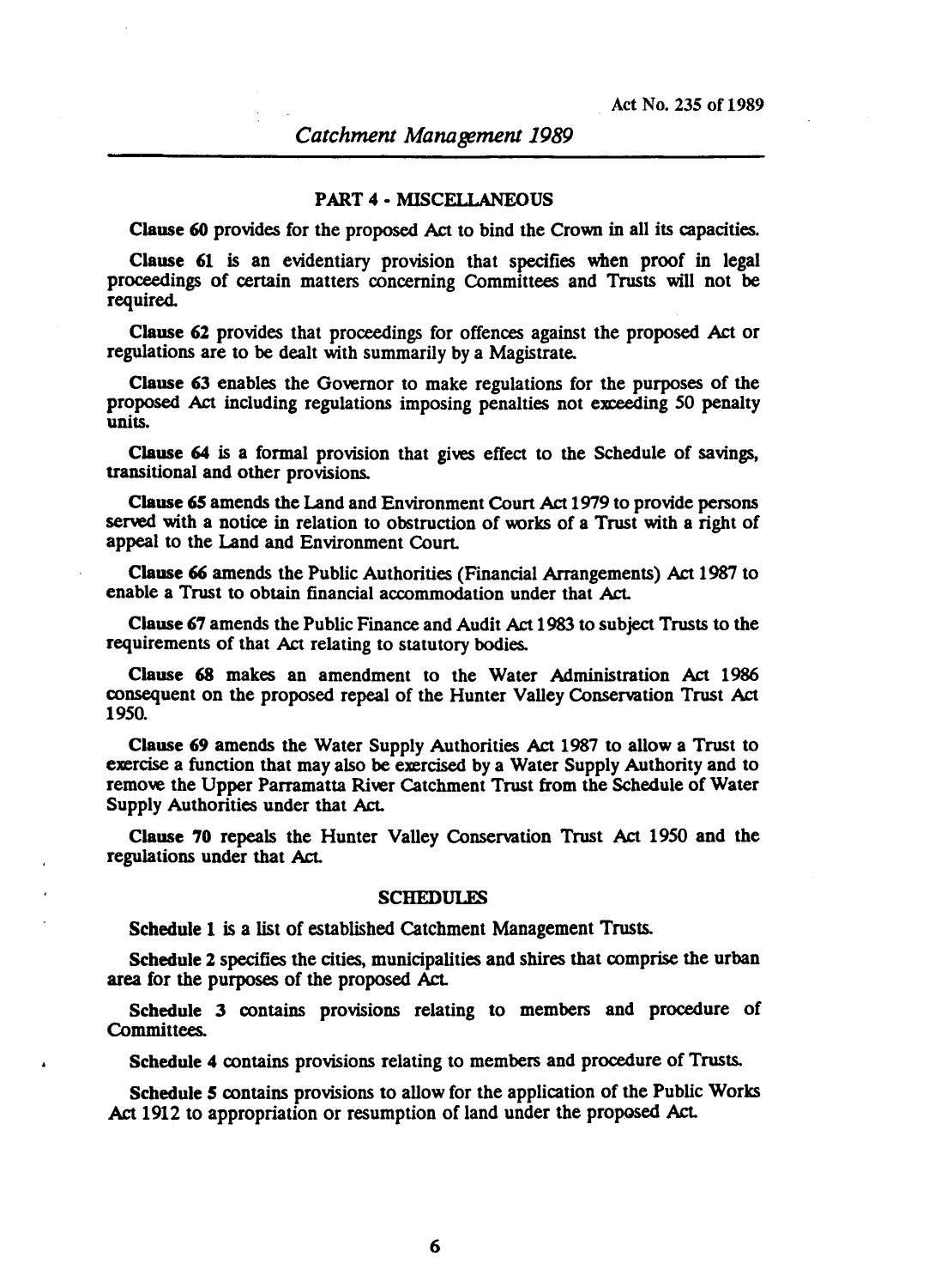## PART 4 - MISCELLANEOUS

**Clause 60** provides for the proposed Act to bind the Crown in all its capacities.

**Clause 61** is an evidentiary provision that specifies when proof in legal proceedings of certain matters concerning Committees and Trusts will not be required.

**Clause 62** provides that proceedings for offences against the proposed Act or regulations are to be dealt with summarily by a Magistrate.

**Clause 63** enables the Governor to make regulations for the purposes of the proposed Act including regulations imposing penalties not exceeding 50 penalty units.

**Clause 64** is a formal provision that gives effect to the Schedule of savings, transitional and other provisions.

**Clause 65** amends the Land and Environment Court Act 1979 to provide persons served with a notice in relation to obstruction of works of a Trust with a right of appeal to the Land and Environment Court.

**Clause 66** amends the Public Authorities (Financial Arrangements) Act 1987 to enable a Trust to obtain financial accommodation under that Act.

**Clause 67** amends the Public Finance and Audit Act 1983 to subject Trusts to the requirements of that Act relating to statutory bodies.

**Clause 68** makes an amendment to the Water Administration Act 1986 consequent on the proposed repeal of the Hunter Valley Conservation Trust Act 1950.

**Clause 69** amends the Water Supply Authorities Act 1987 to allow a Trust to exercise a function that may also be exercised by a Water Supply Authority and to remove the Upper Parramatta River Catchment Trust from the Schedule of Water Supply Authorities under that Act.

**Clause 70** repeals the Hunter Valley Conservation Trust Act 1950 and the regulations under that Act.

## SCHEDULES

**Schedule 1** is a list of established Catchment Management Trusts.

**Schedule 2** specifies the cities, municipalities and shires that comprise the urban area for the purposes of the proposed Act.

**Schedule 3** contains provisions relating to members and procedure of Committees.

**Schedule 4** contains provisions relating to members and procedure of Trusts.

**Schedule 5** contains provisions to allow for the application of the Public Works Act 1912 to appropriation or resumption of land under the proposed Act.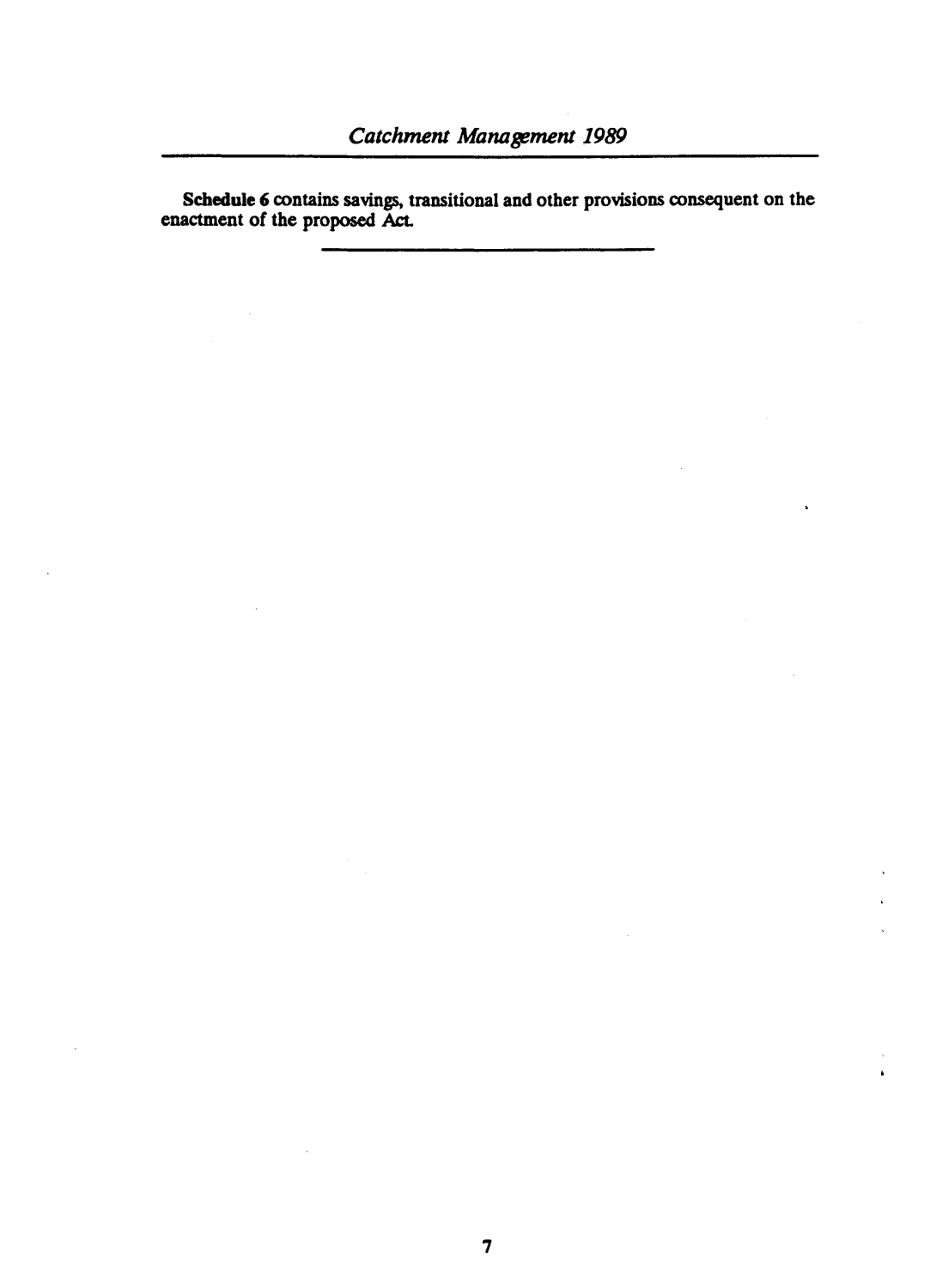**Schedule 6** contains savings, transitional and other provisions consequent on the enactment of the proposed Act.